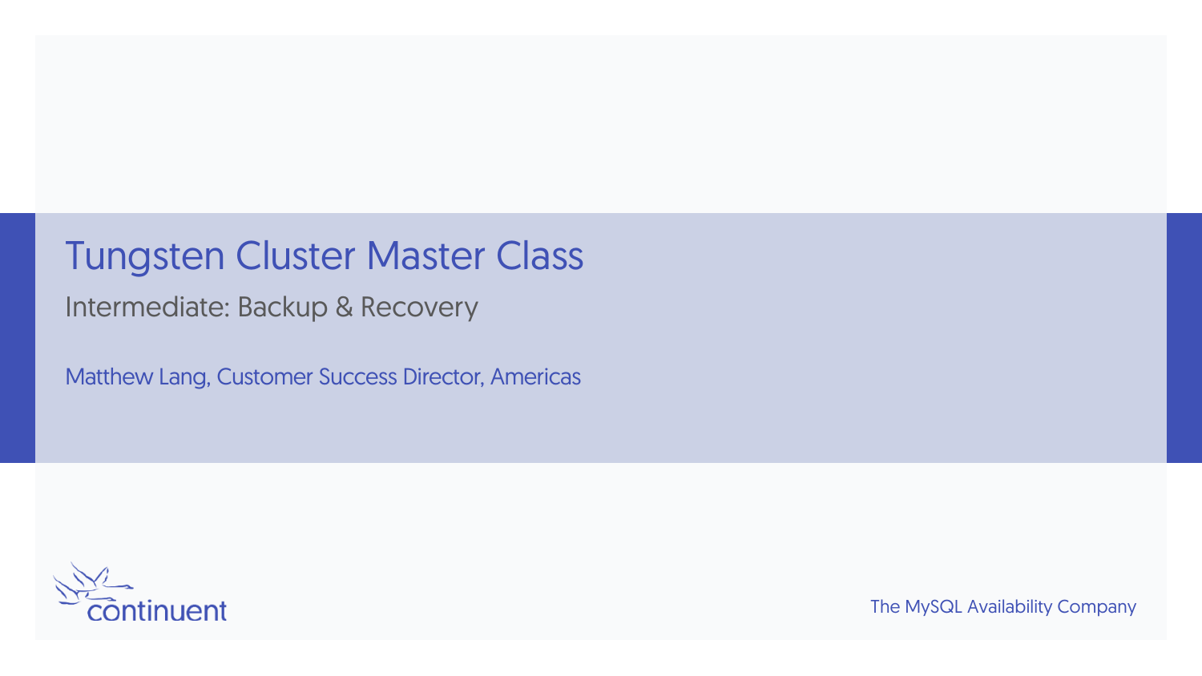# Tungsten Cluster Master Class

## Intermediate: Backup & Recovery

Matthew Lang, Customer Success Director, Americas

continuent

The MySQL Availability Company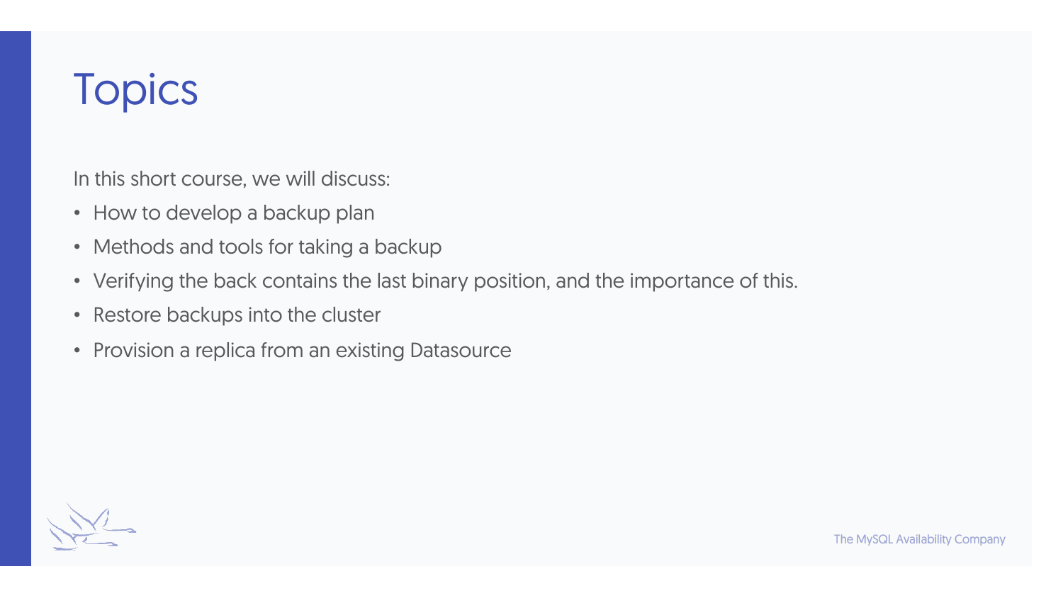# Topics

In this short course, we will discuss:

- How to develop a backup plan
- Methods and tools for taking a backup
- Verifying the back contains the last binary position, and the importance of this.
- Restore backups into the cluster
- Provision a replica from an existing Datasource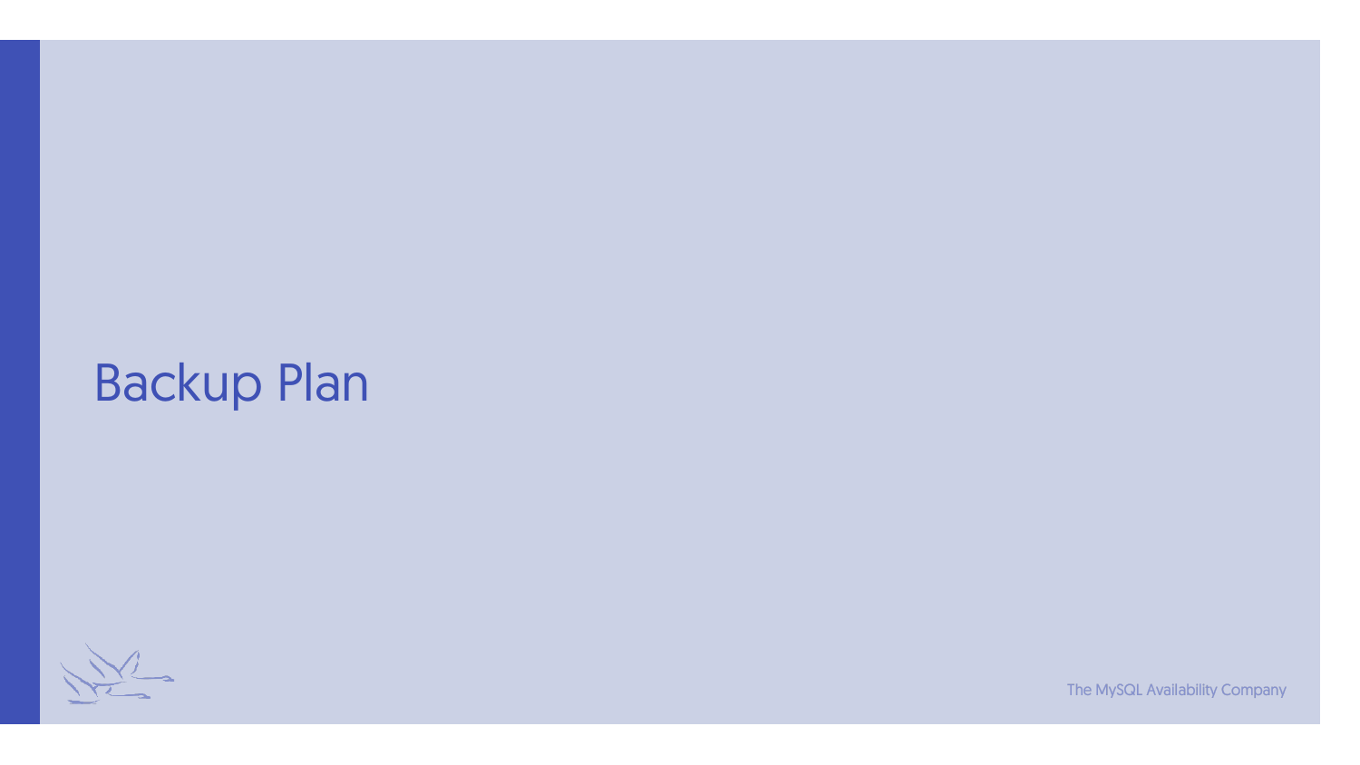# Backup Plan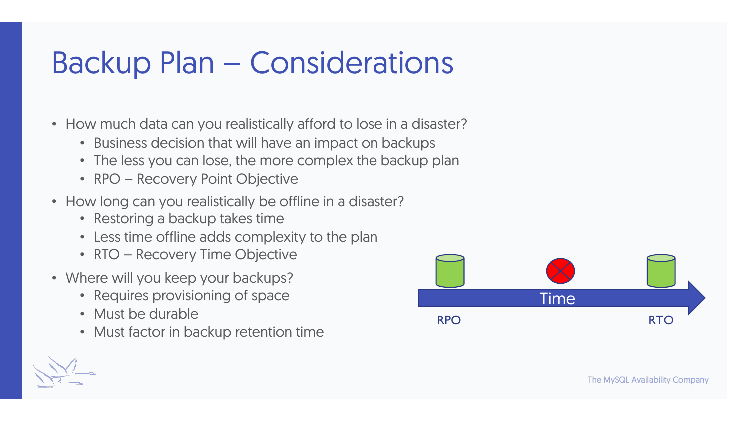# Backup Plan – Considerations

- How much data can you realistically afford to lose in a disaster?
  - Business decision that will have an impact on backups
  - The less you can lose, the more complex the backup plan
  - RPO – Recovery Point Objective
- How long can you realistically be offline in a disaster?
  - Restoring a backup takes time
  - Less time offline adds complexity to the plan
  - RTO – Recovery Time Objective
- Where will you keep your backups?
  - Requires provisioning of space
  - Must be durable
  - Must factor in backup retention time

Time

RPO RTO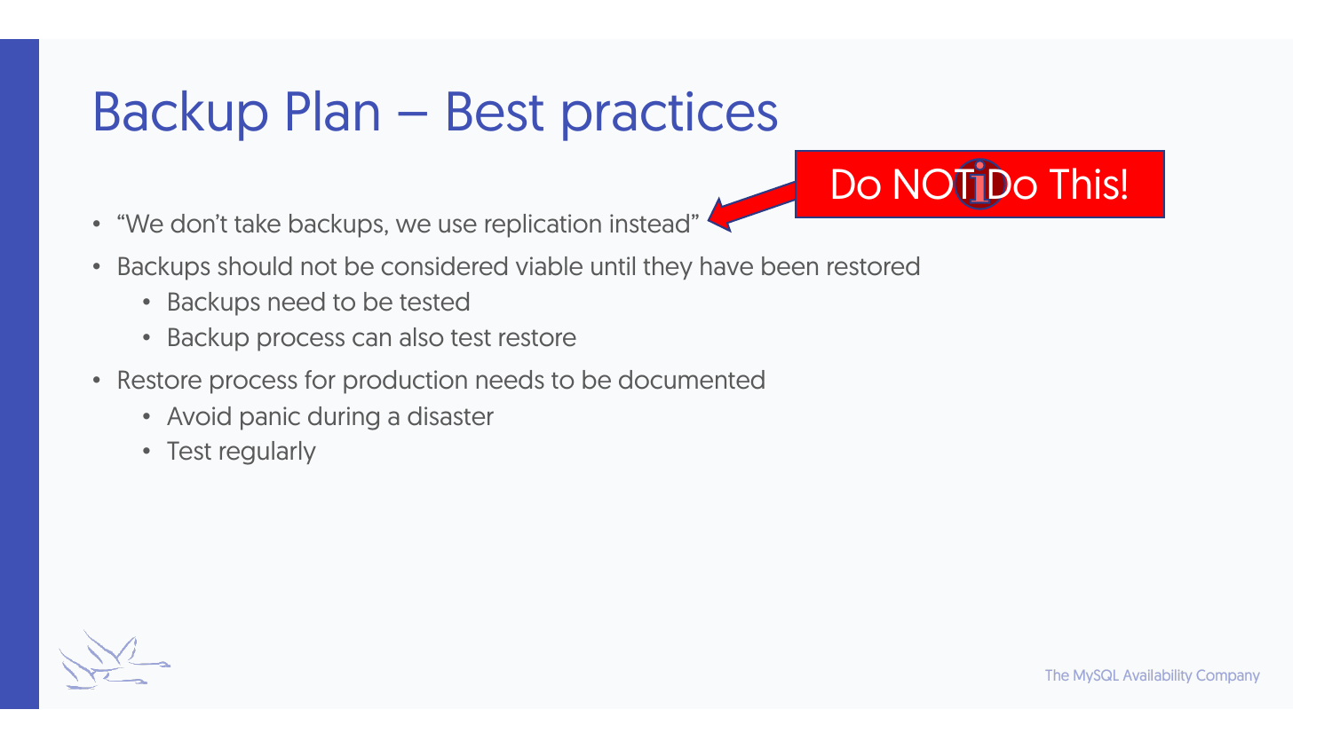# Backup Plan – Best practices

- "We don't take backups, we use replication instead" ← **Do NOT Do This!**
- Backups should not be considered viable until they have been restored
  - Backups need to be tested
  - Backup process can also test restore
- Restore process for production needs to be documented
  - Avoid panic during a disaster
  - Test regularly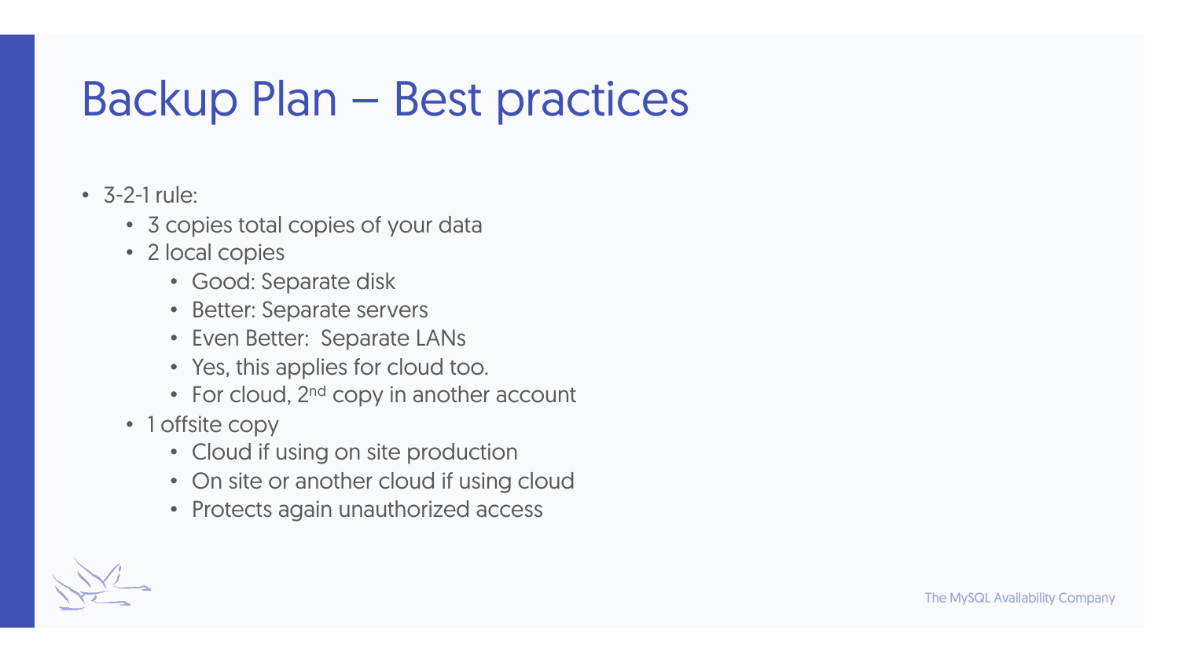# Backup Plan – Best practices

- 3-2-1 rule:
  - 3 copies total copies of your data
  - 2 local copies
    - Good: Separate disk
    - Better: Separate servers
    - Even Better: Separate LANs
    - Yes, this applies for cloud too.
    - For cloud, 2nd copy in another account
  - 1 offsite copy
    - Cloud if using on site production
    - On site or another cloud if using cloud
    - Protects again unauthorized access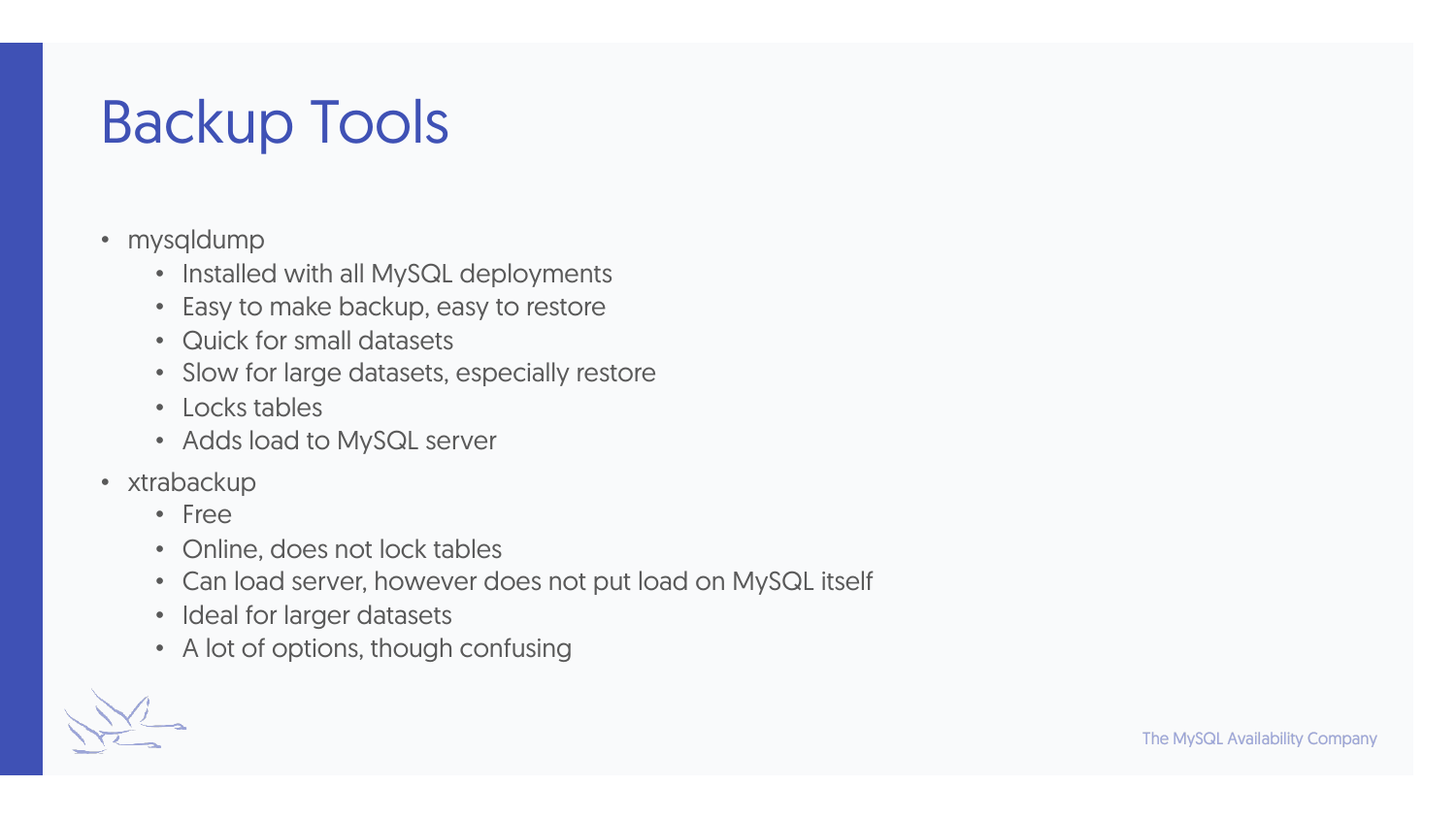# Backup Tools

- mysqldump
  - Installed with all MySQL deployments
  - Easy to make backup, easy to restore
  - Quick for small datasets
  - Slow for large datasets, especially restore
  - Locks tables
  - Adds load to MySQL server
- xtrabackup
  - Free
  - Online, does not lock tables
  - Can load server, however does not put load on MySQL itself
  - Ideal for larger datasets
  - A lot of options, though confusing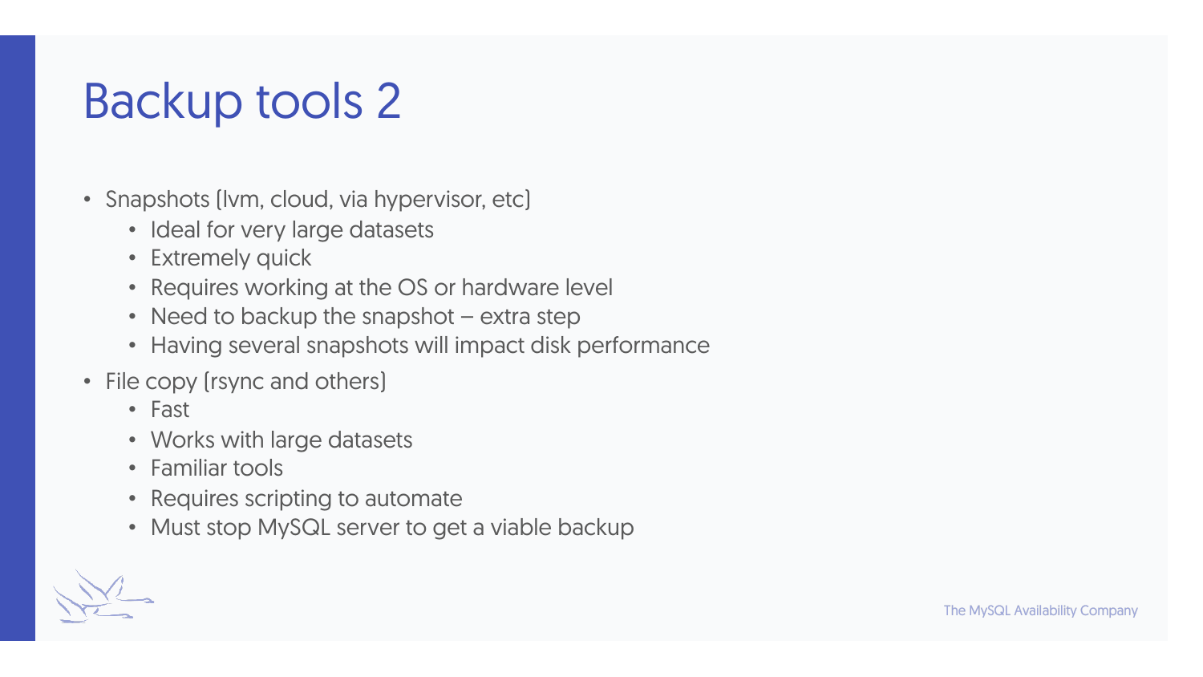# Backup tools 2

- Snapshots (lvm, cloud, via hypervisor, etc)
  - Ideal for very large datasets
  - Extremely quick
  - Requires working at the OS or hardware level
  - Need to backup the snapshot – extra step
  - Having several snapshots will impact disk performance
- File copy (rsync and others)
  - Fast
  - Works with large datasets
  - Familiar tools
  - Requires scripting to automate
  - Must stop MySQL server to get a viable backup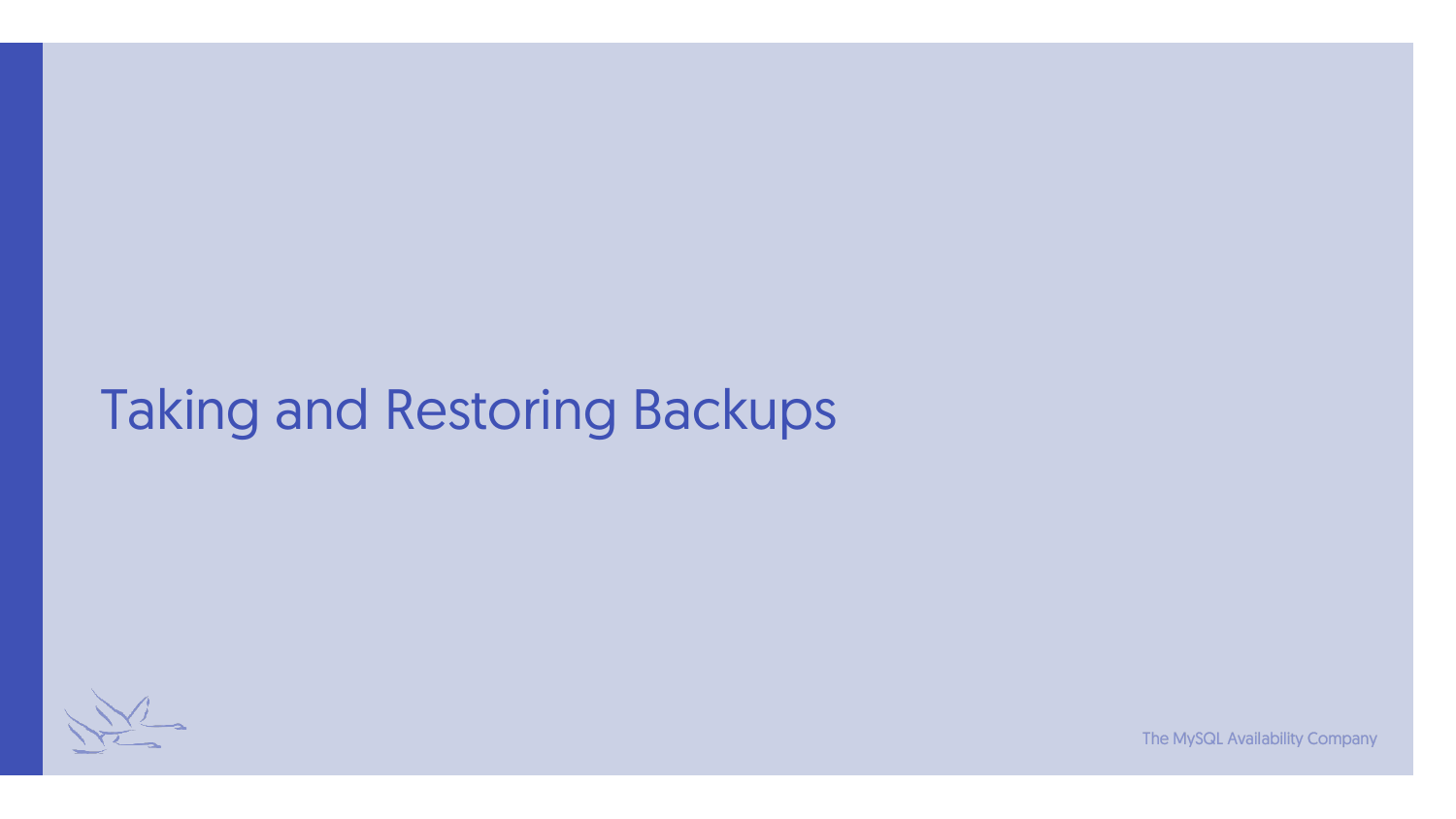# Taking and Restoring Backups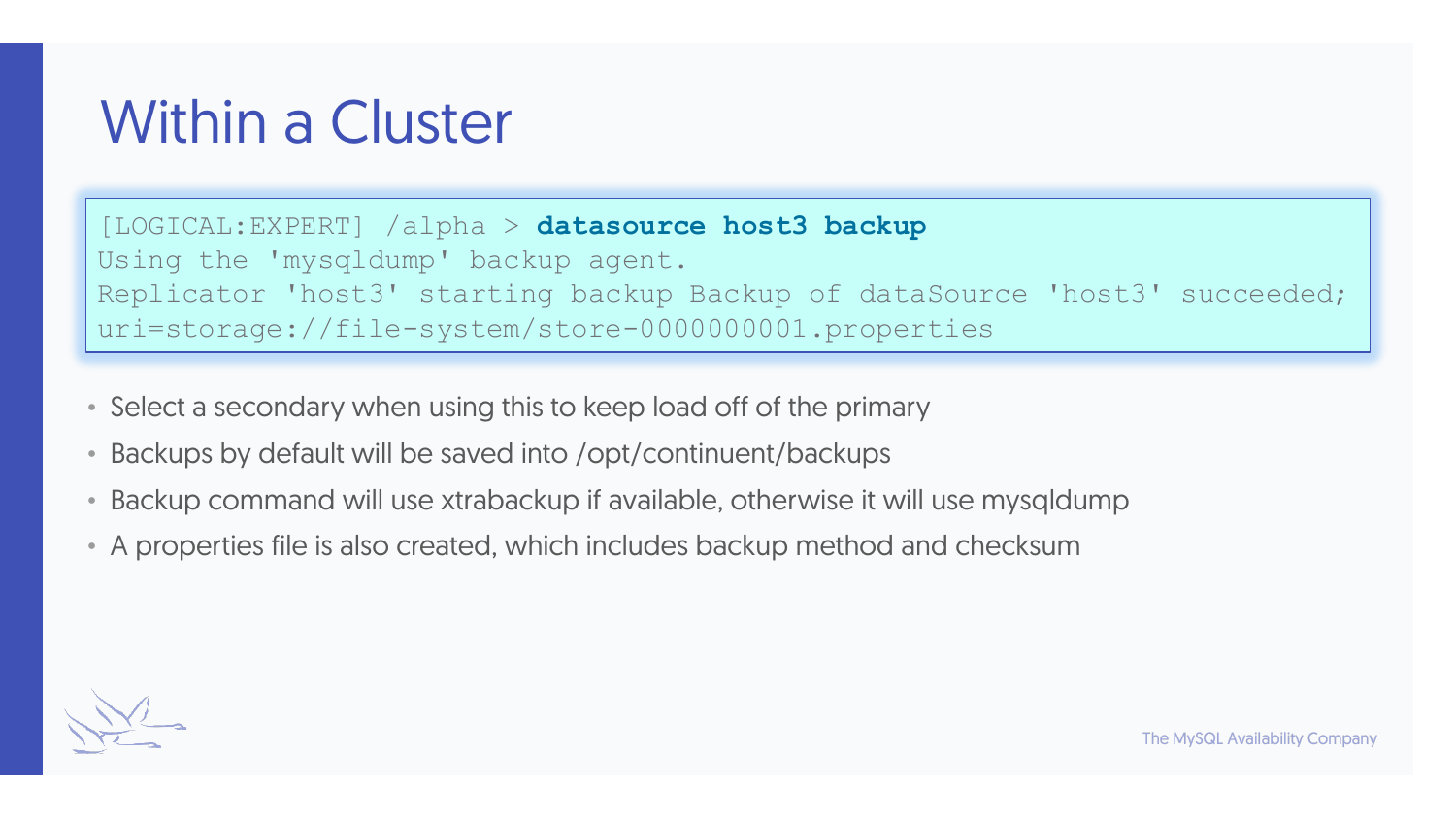# Within a Cluster

```
[LOGICAL:EXPERT] /alpha > datasource host3 backup
Using the 'mysqldump' backup agent.
Replicator 'host3' starting backup Backup of dataSource 'host3' succeeded;
uri=storage://file-system/store-0000000001.properties
```

- Select a secondary when using this to keep load off of the primary
- Backups by default will be saved into /opt/continuent/backups
- Backup command will use xtrabackup if available, otherwise it will use mysqldump
- A properties file is also created, which includes backup method and checksum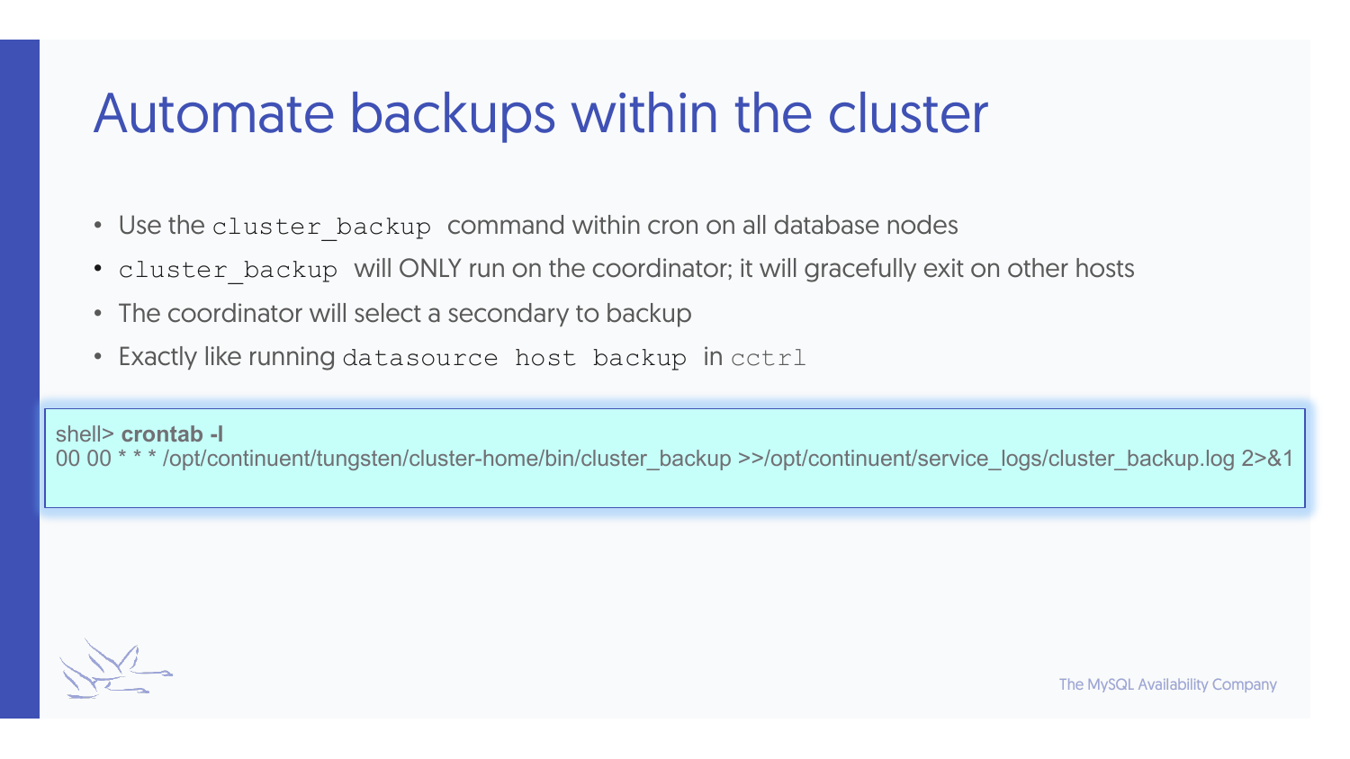# Automate backups within the cluster

- Use the `cluster_backup` command within cron on all database nodes
- `cluster_backup` will ONLY run on the coordinator; it will gracefully exit on other hosts
- The coordinator will select a secondary to backup
- Exactly like running `datasource host backup` in `cctrl`

```
shell> crontab -l
00 00 * * * /opt/continuent/tungsten/cluster-home/bin/cluster_backup >>/opt/continuent/service_logs/cluster_backup.log 2>&1
```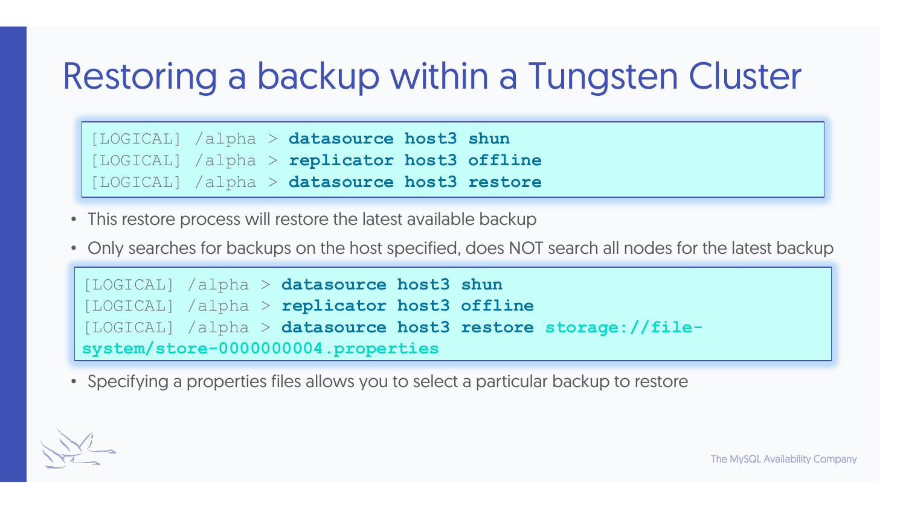# Restoring a backup within a Tungsten Cluster

```
[LOGICAL] /alpha > datasource host3 shun
[LOGICAL] /alpha > replicator host3 offline
[LOGICAL] /alpha > datasource host3 restore
```

- This restore process will restore the latest available backup
- Only searches for backups on the host specified, does NOT search all nodes for the latest backup

```
[LOGICAL] /alpha > datasource host3 shun
[LOGICAL] /alpha > replicator host3 offline
[LOGICAL] /alpha > datasource host3 restore storage://file-system/store-0000000004.properties
```

- Specifying a properties files allows you to select a particular backup to restore

The MySQL Availability Company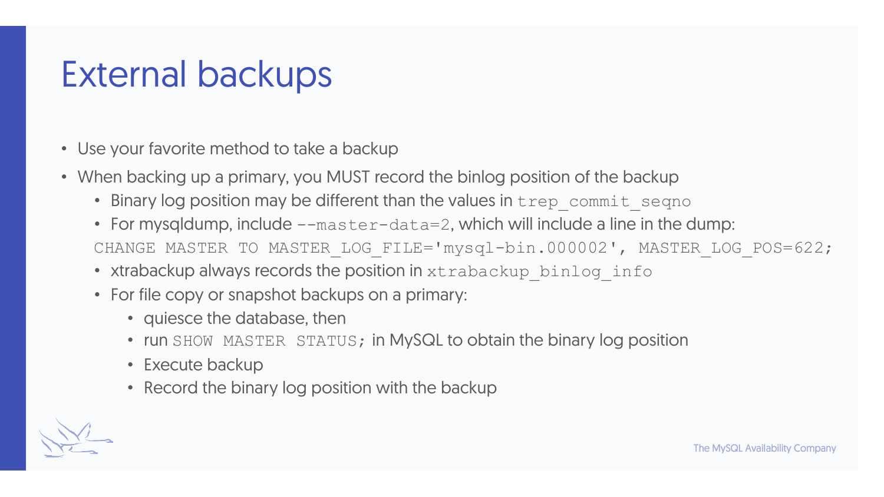# External backups

- Use your favorite method to take a backup
- When backing up a primary, you MUST record the binlog position of the backup
  - Binary log position may be different than the values in `trep_commit_seqno`
  - For mysqldump, include `--master-data=2`, which will include a line in the dump:

```
CHANGE MASTER TO MASTER_LOG_FILE='mysql-bin.000002', MASTER_LOG_POS=622;
```

  - xtrabackup always records the position in `xtrabackup_binlog_info`
  - For file copy or snapshot backups on a primary:
    - quiesce the database, then
    - run `SHOW MASTER STATUS;` in MySQL to obtain the binary log position
    - Execute backup
    - Record the binary log position with the backup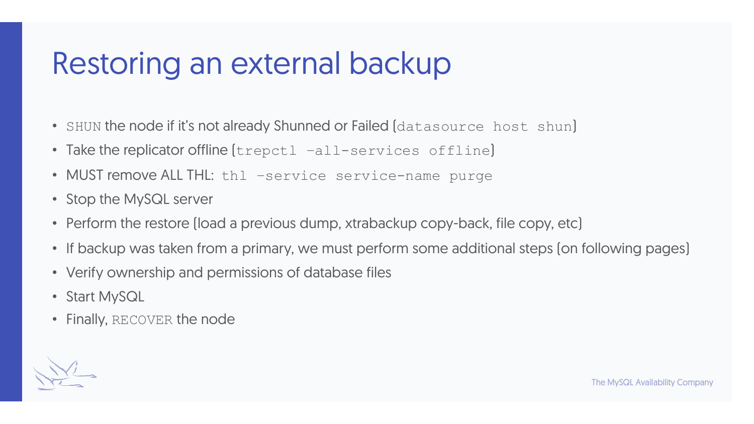# Restoring an external backup

- `SHUN` the node if it's not already Shunned or Failed (`datasource host shun`)
- Take the replicator offline (`trepctl –all-services offline`)
- MUST remove ALL THL: `thl –service service-name purge`
- Stop the MySQL server
- Perform the restore (load a previous dump, xtrabackup copy-back, file copy, etc)
- If backup was taken from a primary, we must perform some additional steps (on following pages)
- Verify ownership and permissions of database files
- Start MySQL
- Finally, `RECOVER` the node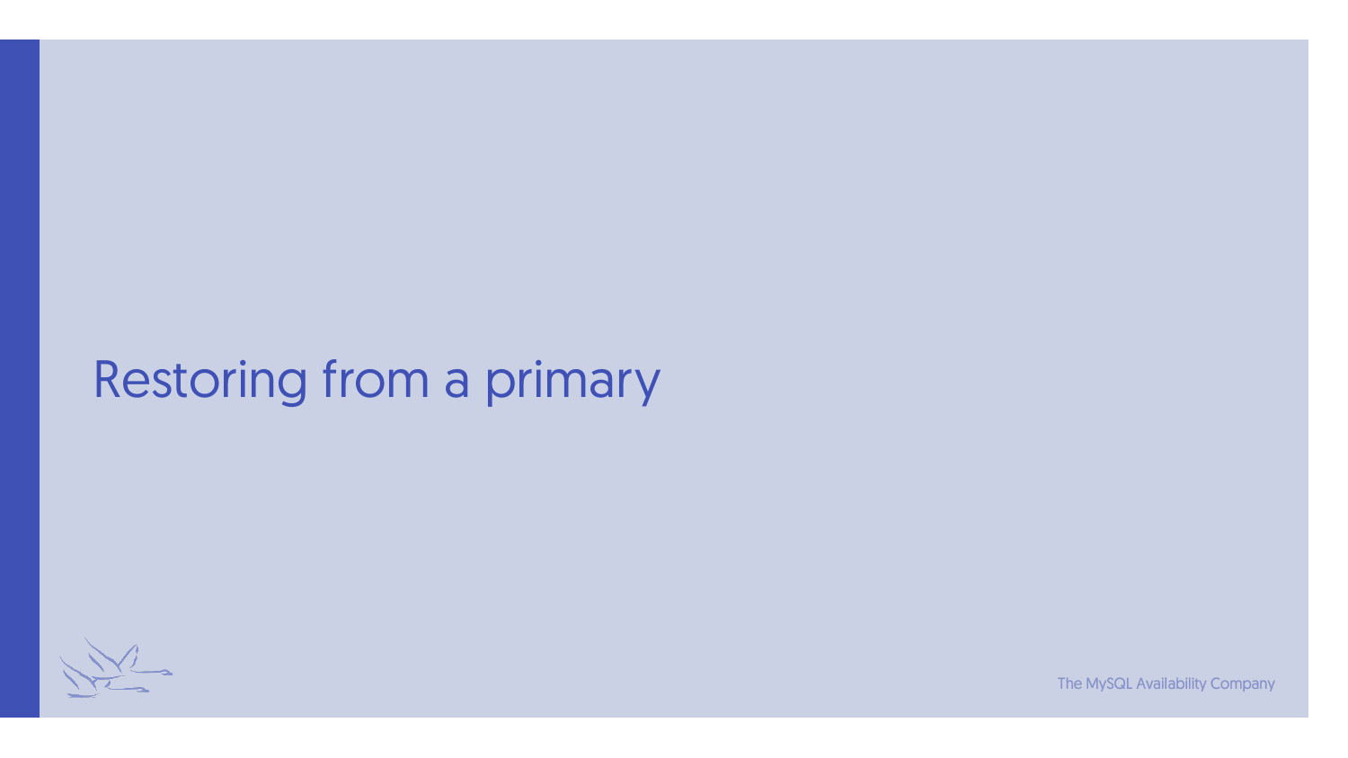# Restoring from a primary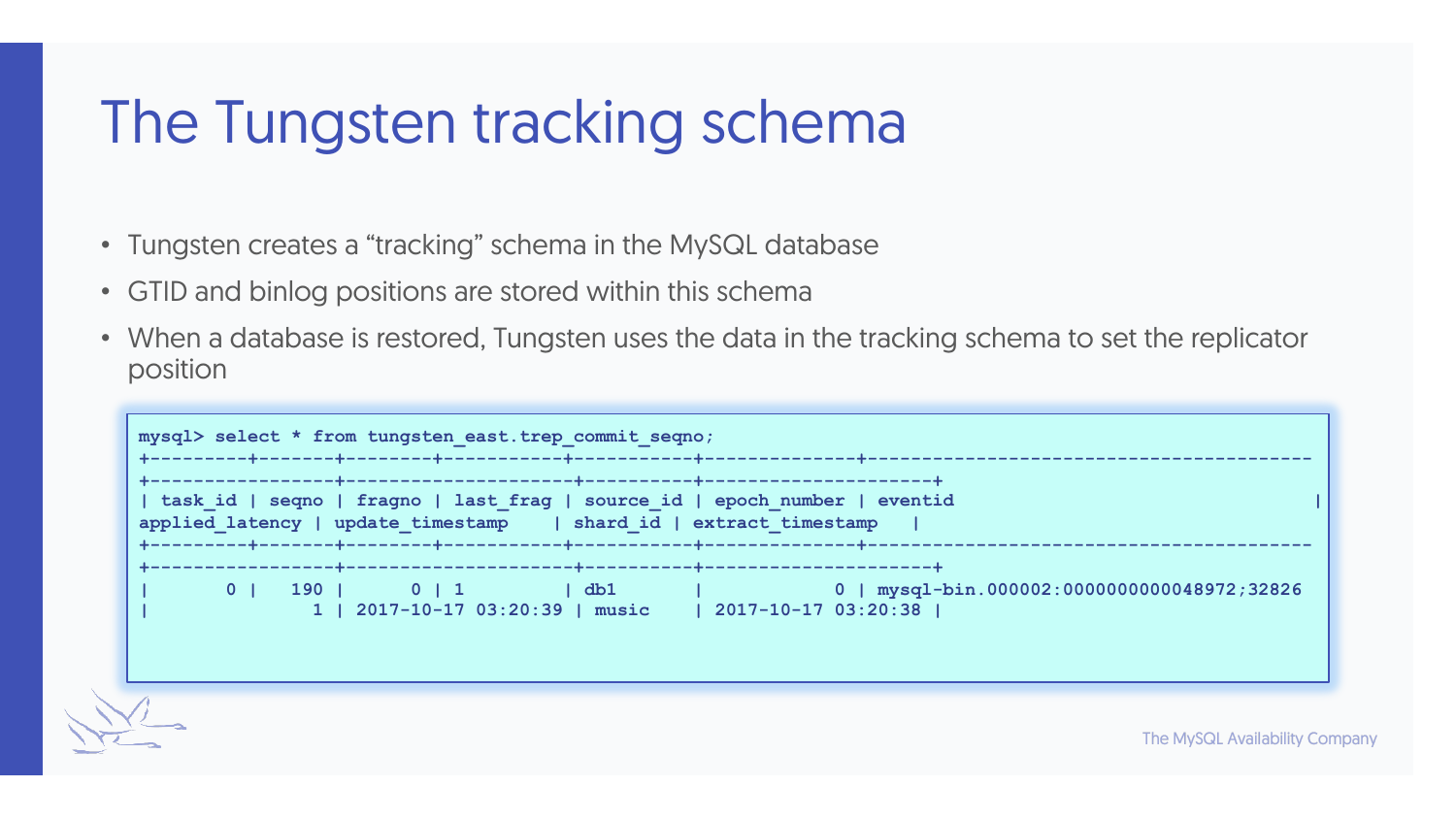# The Tungsten tracking schema

- Tungsten creates a “tracking” schema in the MySQL database
- GTID and binlog positions are stored within this schema
- When a database is restored, Tungsten uses the data in the tracking schema to set the replicator position

```
mysql> select * from tungsten_east.trep_commit_seqno;
+---------+-------+--------+-----------+-----------+--------------+----------------------------------------
+-----------------+---------------------+----------+---------------------+
| task_id | seqno | fragno | last_frag | source_id | epoch_number | eventid                                 |
applied_latency | update_timestamp    | shard_id | extract_timestamp   |
+---------+-------+--------+-----------+-----------+--------------+----------------------------------------
+-----------------+---------------------+----------+---------------------+
|       0 |   190 |      0 | 1         | db1       |            0 | mysql-bin.000002:0000000000048972;32826
|               1 | 2017-10-17 03:20:39 | music    | 2017-10-17 03:20:38 |
```

The MySQL Availability Company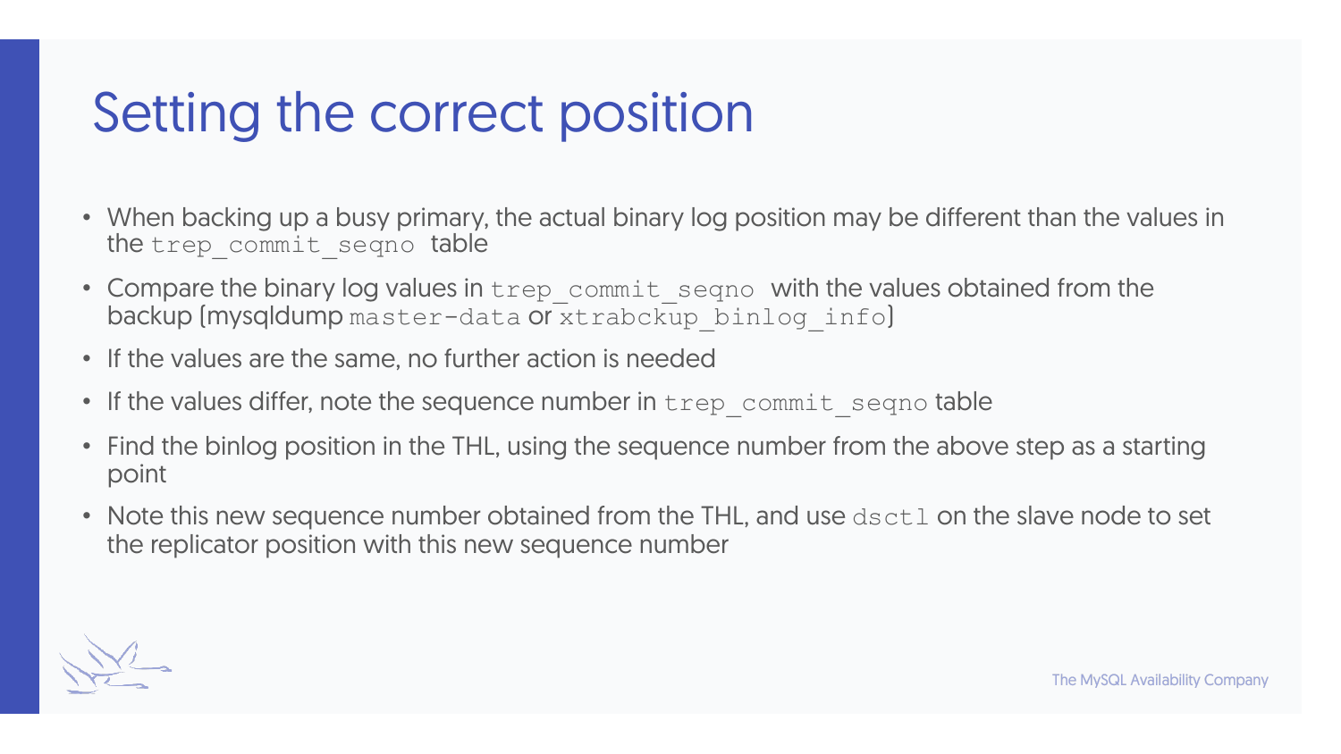# Setting the correct position

- When backing up a busy primary, the actual binary log position may be different than the values in the `trep_commit_seqno` table
- Compare the binary log values in `trep_commit_seqno` with the values obtained from the backup (mysqldump `master-data` or `xtrabckup_binlog_info`)
- If the values are the same, no further action is needed
- If the values differ, note the sequence number in `trep_commit_seqno` table
- Find the binlog position in the THL, using the sequence number from the above step as a starting point
- Note this new sequence number obtained from the THL, and use `dsctl` on the slave node to set the replicator position with this new sequence number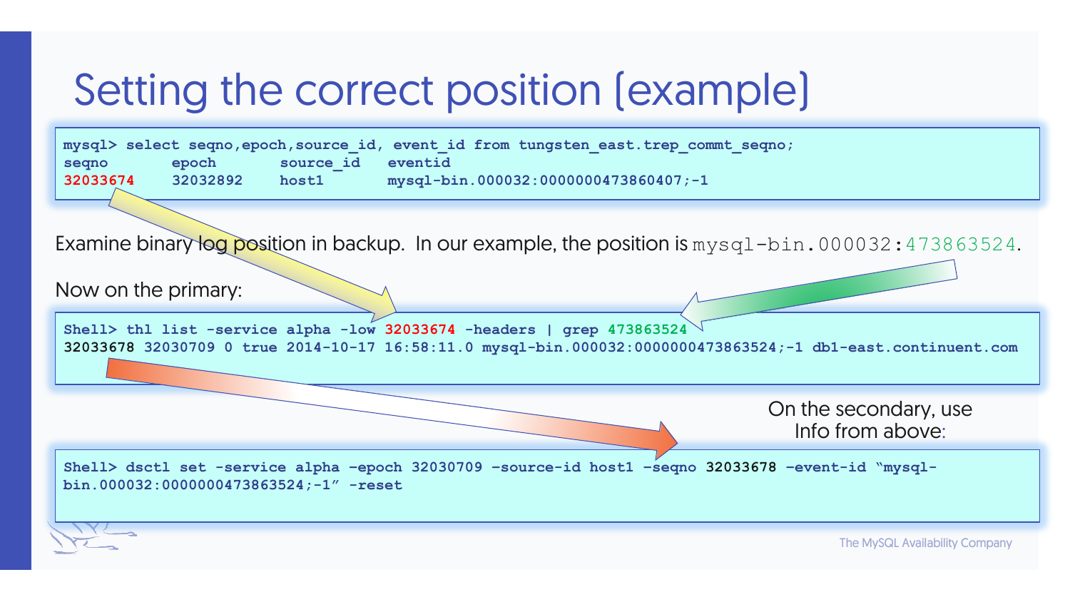# Setting the correct position (example)

```
mysql> select seqno,epoch,source_id, event_id from tungsten_east.trep_commt_seqno;
seqno       epoch       source_id   eventid
32033674    32032892    host1       mysql-bin.000032:0000000473860407;-1
```

Examine binary log position in backup. In our example, the position is `mysql-bin.000032:473863524`.

Now on the primary:

```
Shell> thl list -service alpha -low 32033674 -headers | grep 473863524
32033678 32030709 0 true 2014-10-17 16:58:11.0 mysql-bin.000032:0000000473863524;-1 db1-east.continuent.com
```

On the secondary, use Info from above:

```
Shell> dsctl set -service alpha -epoch 32030709 -source-id host1 -seqno 32033678 -event-id "mysql-bin.000032:0000000473863524;-1" -reset
```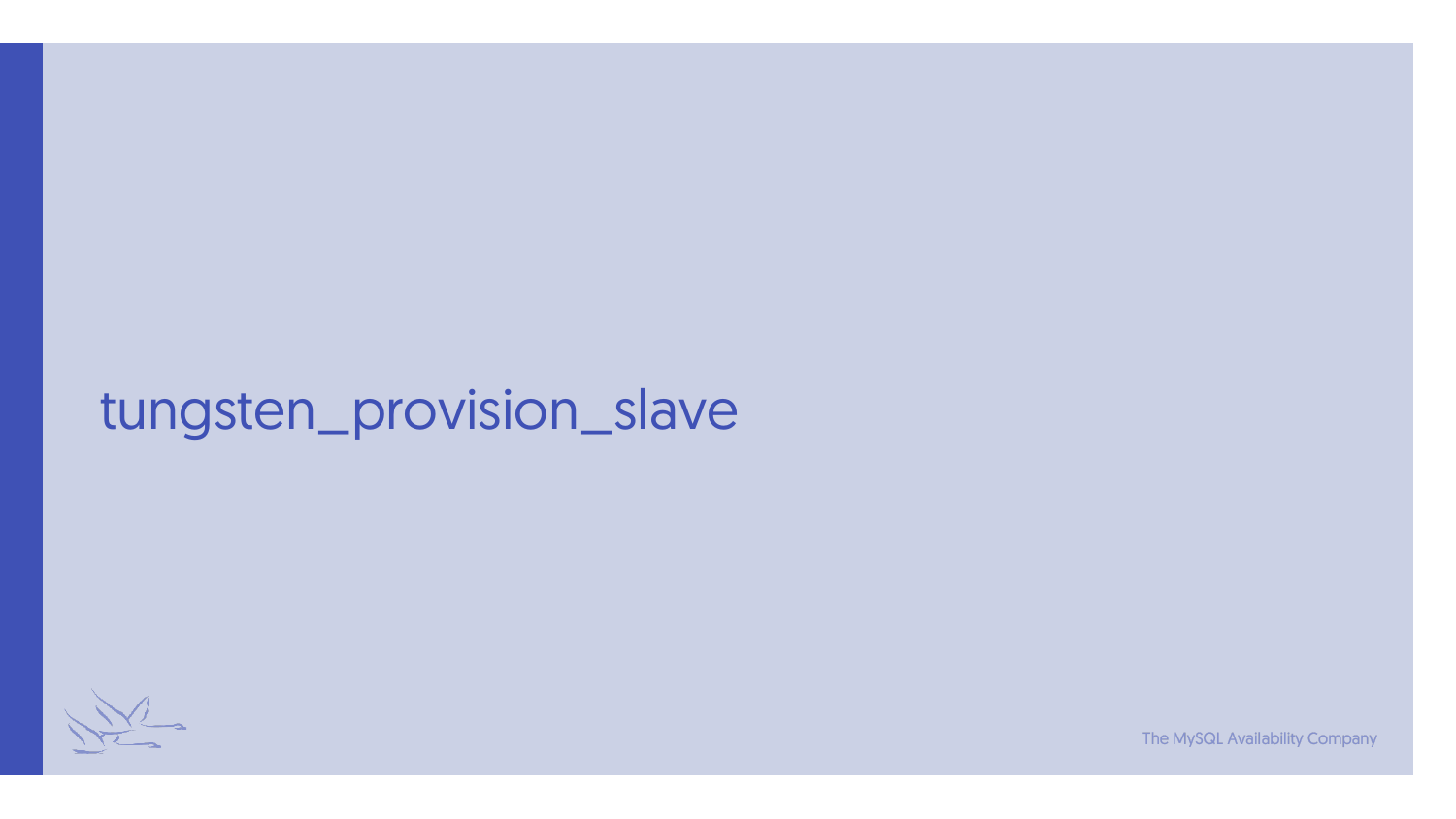# tungsten_provision_slave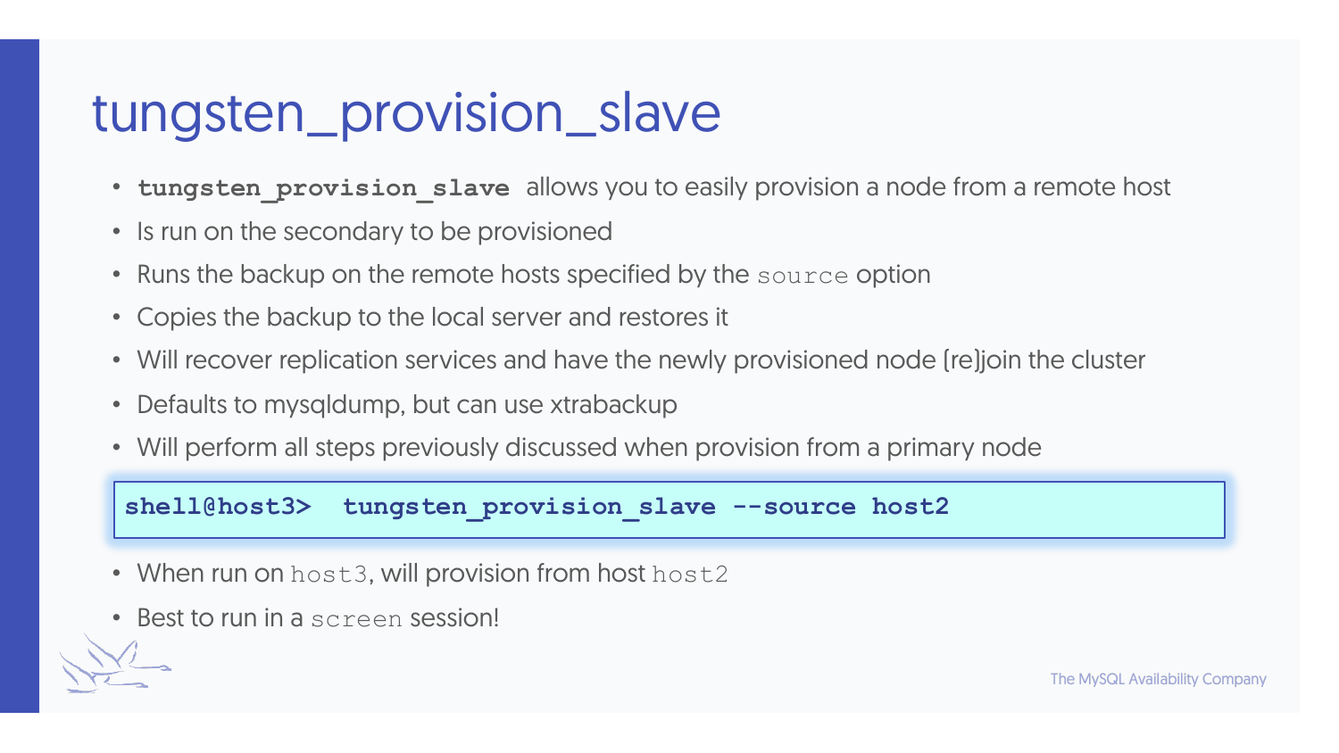# tungsten_provision_slave

- **`tungsten_provision_slave`** allows you to easily provision a node from a remote host
- Is run on the secondary to be provisioned
- Runs the backup on the remote hosts specified by the `source` option
- Copies the backup to the local server and restores it
- Will recover replication services and have the newly provisioned node (re)join the cluster
- Defaults to mysqldump, but can use xtrabackup
- Will perform all steps previously discussed when provision from a primary node

```
shell@host3>  tungsten_provision_slave --source host2
```

- When run on `host3`, will provision from host `host2`
- Best to run in a `screen` session!

The MySQL Availability Company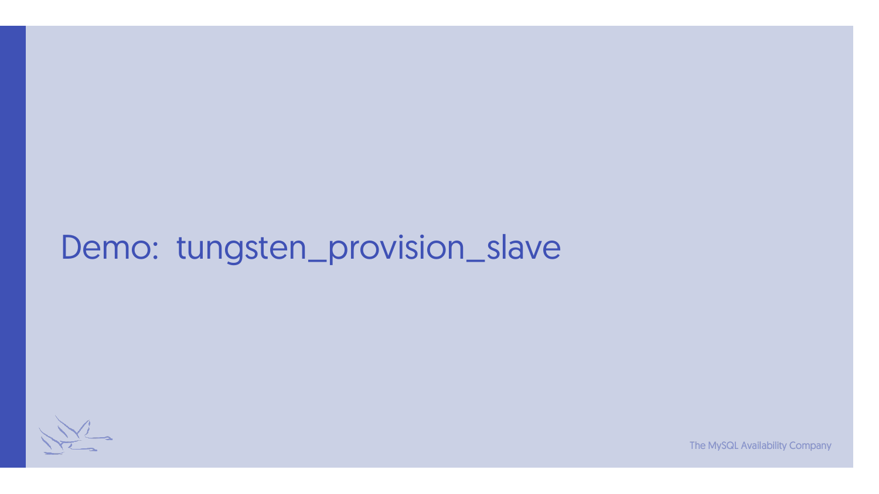# Demo: tungsten_provision_slave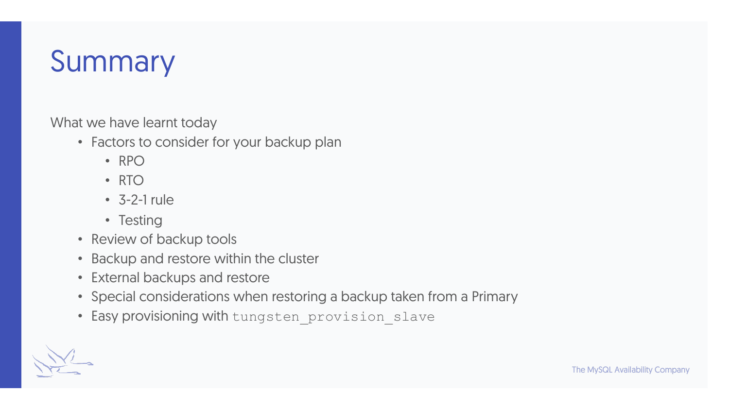# Summary

What we have learnt today

- Factors to consider for your backup plan
  - RPO
  - RTO
  - 3-2-1 rule
  - Testing
- Review of backup tools
- Backup and restore within the cluster
- External backups and restore
- Special considerations when restoring a backup taken from a Primary
- Easy provisioning with `tungsten_provision_slave`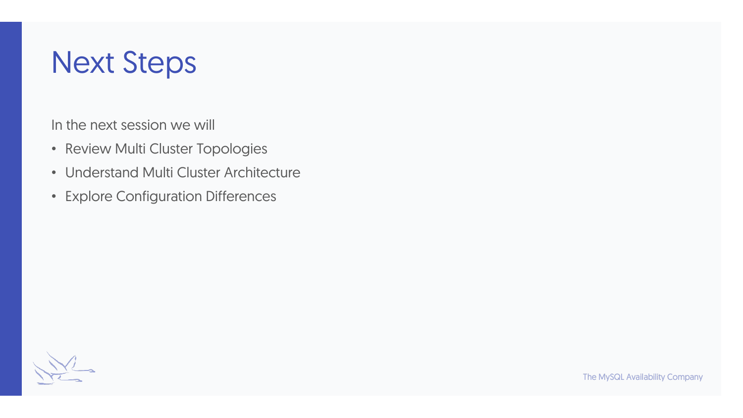# Next Steps

In the next session we will

- Review Multi Cluster Topologies
- Understand Multi Cluster Architecture
- Explore Configuration Differences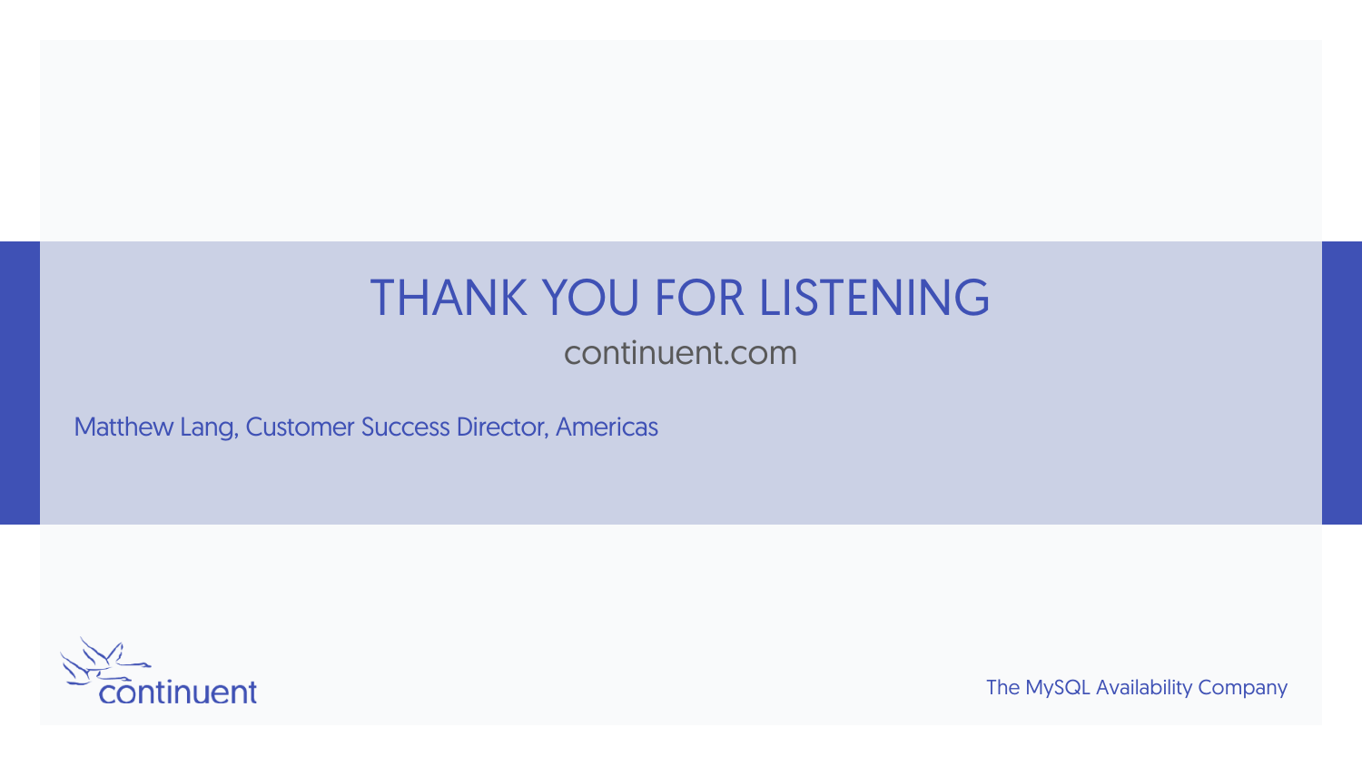# THANK YOU FOR LISTENING

continuent.com

Matthew Lang, Customer Success Director, Americas

continuent

The MySQL Availability Company